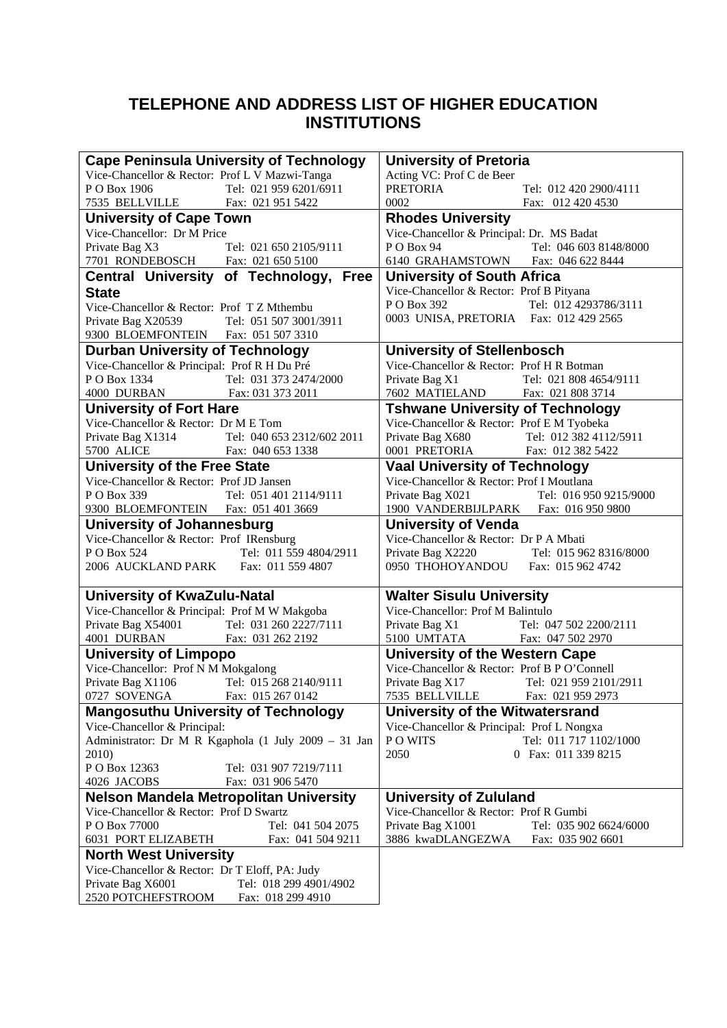# TELEPHONE AND ADDRESS LIST OF HIGHER EDUCATION INSTITUTIONS

### Cape Peninsula University of Technology

Vice-Chancellor & Rector: Prof L V Mazwi-Tanga
P O Box 1906 Tel: 021 959 6201/6911
7535 BELLVILLE Fax: 021 951 5422

### University of Cape Town

Vice-Chancellor: Dr M Price
Private Bag X3 Tel: 021 650 2105/9111
7701 RONDEBOSCH Fax: 021 650 5100

### Central University of Technology, Free State

Vice-Chancellor & Rector: Prof T Z Mthembu
Private Bag X20539 Tel: 051 507 3001/3911
9300 BLOEMFONTEIN Fax: 051 507 3310

### Durban University of Technology

Vice-Chancellor & Principal: Prof R H Du Pré
P O Box 1334 Tel: 031 373 2474/2000
4000 DURBAN Fax: 031 373 2011

### University of Fort Hare

Vice-Chancellor & Rector: Dr M E Tom
Private Bag X1314 Tel: 040 653 2312/602 2011
5700 ALICE Fax: 040 653 1338

### University of the Free State

Vice-Chancellor & Rector: Prof JD Jansen
P O Box 339 Tel: 051 401 2114/9111
9300 BLOEMFONTEIN Fax: 051 401 3669

### University of Johannesburg

Vice-Chancellor & Rector: Prof IRensburg
P O Box 524 Tel: 011 559 4804/2911
2006 AUCKLAND PARK Fax: 011 559 4807

### University of KwaZulu-Natal

Vice-Chancellor & Principal: Prof M W Makgoba
Private Bag X54001 Tel: 031 260 2227/7111
4001 DURBAN Fax: 031 262 2192

### University of Limpopo

Vice-Chancellor: Prof N M Mokgalong
Private Bag X1106 Tel: 015 268 2140/9111
0727 SOVENGA Fax: 015 267 0142

### Mangosuthu University of Technology

Vice-Chancellor & Principal:
Administrator: Dr M R Kgaphola (1 July 2009 – 31 Jan 2010)
P O Box 12363 Tel: 031 907 7219/7111
4026 JACOBS Fax: 031 906 5470

### Nelson Mandela Metropolitan University

Vice-Chancellor & Rector: Prof D Swartz
P O Box 77000 Tel: 041 504 2075
6031 PORT ELIZABETH Fax: 041 504 9211

### North West University

Vice-Chancellor & Rector: Dr T Eloff, PA: Judy
Private Bag X6001 Tel: 018 299 4901/4902
2520 POTCHEFSTROOM Fax: 018 299 4910

### University of Pretoria

Acting VC: Prof C de Beer
PRETORIA Tel: 012 420 2900/4111
0002 Fax: 012 420 4530

### Rhodes University

Vice-Chancellor & Principal: Dr. MS Badat
P O Box 94 Tel: 046 603 8148/8000
6140 GRAHAMSTOWN Fax: 046 622 8444

### University of South Africa

Vice-Chancellor & Rector: Prof B Pityana
P O Box 392 Tel: 012 4293786/3111
0003 UNISA, PRETORIA Fax: 012 429 2565

### University of Stellenbosch

Vice-Chancellor & Rector: Prof H R Botman
Private Bag X1 Tel: 021 808 4654/9111
7602 MATIELAND Fax: 021 808 3714

### Tshwane University of Technology

Vice-Chancellor & Rector: Prof E M Tyobeka
Private Bag X680 Tel: 012 382 4112/5911
0001 PRETORIA Fax: 012 382 5422

### Vaal University of Technology

Vice-Chancellor & Rector: Prof I Moutlana
Private Bag X021 Tel: 016 950 9215/9000
1900 VANDERBIJLPARK Fax: 016 950 9800

### University of Venda

Vice-Chancellor & Rector: Dr P A Mbati
Private Bag X2220 Tel: 015 962 8316/8000
0950 THOHOYANDOU Fax: 015 962 4742

### Walter Sisulu University

Vice-Chancellor: Prof M Balintulo
Private Bag X1 Tel: 047 502 2200/2111
5100 UMTATA Fax: 047 502 2970

### University of the Western Cape

Vice-Chancellor & Rector: Prof B P O'Connell
Private Bag X17 Tel: 021 959 2101/2911
7535 BELLVILLE Fax: 021 959 2973

### University of the Witwatersrand

Vice-Chancellor & Principal: Prof L Nongxa
P O WITS Tel: 011 717 1102/1000
2050 0 Fax: 011 339 8215

### University of Zululand

Vice-Chancellor & Rector: Prof R Gumbi
Private Bag X1001 Tel: 035 902 6624/6000
3886 kwaDLANGEZWA Fax: 035 902 6601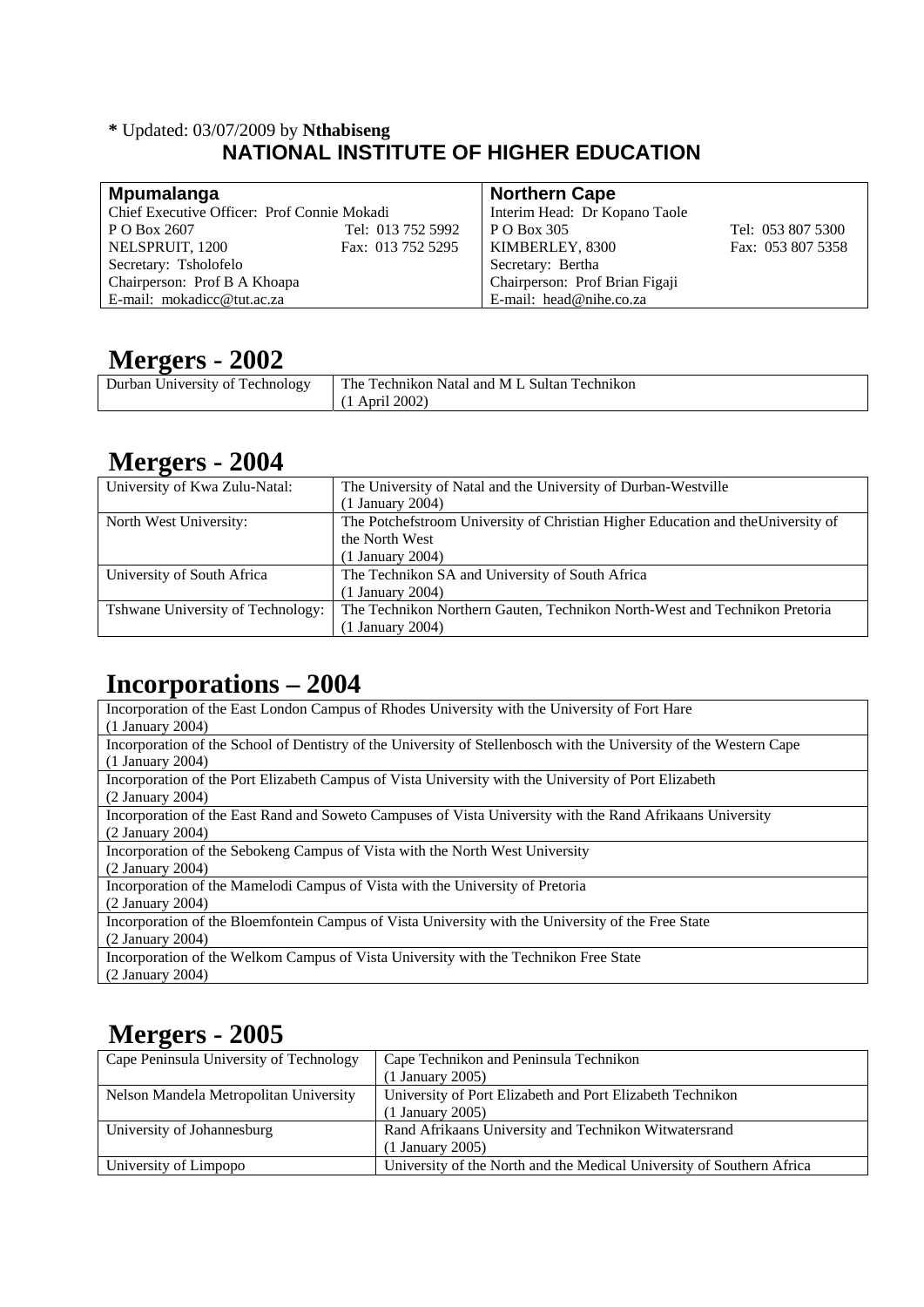**\*** Updated: 03/07/2009 by **Nthabiseng**

## NATIONAL INSTITUTE OF HIGHER EDUCATION

| **Mpumalanga** | | **Northern Cape** | |
|---|---|---|---|
| Chief Executive Officer: Prof Connie Mokadi | | Interim Head: Dr Kopano Taole | |
| P O Box 2607 | Tel: 013 752 5992 | P O Box 305 | Tel: 053 807 5300 |
| NELSPRUIT, 1200 | Fax: 013 752 5295 | KIMBERLEY, 8300 | Fax: 053 807 5358 |
| Secretary: Tsholofelo | | Secretary: Bertha | |
| Chairperson: Prof B A Khoapa | | Chairperson: Prof Brian Figaji | |
| E-mail: mokadicc@tut.ac.za | | E-mail: head@nihe.co.za | |

# Mergers - 2002

| | |
|---|---|
| Durban University of Technology | The Technikon Natal and M L Sultan Technikon (1 April 2002) |

# Mergers - 2004

| | |
|---|---|
| University of Kwa Zulu-Natal: | The University of Natal and the University of Durban-Westville (1 January 2004) |
| North West University: | The Potchefstroom University of Christian Higher Education and theUniversity of the North West (1 January 2004) |
| University of South Africa | The Technikon SA and University of South Africa (1 January 2004) |
| Tshwane University of Technology: | The Technikon Northern Gauten, Technikon North-West and Technikon Pretoria (1 January 2004) |

# Incorporations – 2004

| |
|---|
| Incorporation of the East London Campus of Rhodes University with the University of Fort Hare (1 January 2004) |
| Incorporation of the School of Dentistry of the University of Stellenbosch with the University of the Western Cape (1 January 2004) |
| Incorporation of the Port Elizabeth Campus of Vista University with the University of Port Elizabeth (2 January 2004) |
| Incorporation of the East Rand and Soweto Campuses of Vista University with the Rand Afrikaans University (2 January 2004) |
| Incorporation of the Sebokeng Campus of Vista with the North West University (2 January 2004) |
| Incorporation of the Mamelodi Campus of Vista with the University of Pretoria (2 January 2004) |
| Incorporation of the Bloemfontein Campus of Vista University with the University of the Free State (2 January 2004) |
| Incorporation of the Welkom Campus of Vista University with the Technikon Free State (2 January 2004) |

# Mergers - 2005

| | |
|---|---|
| Cape Peninsula University of Technology | Cape Technikon and Peninsula Technikon (1 January 2005) |
| Nelson Mandela Metropolitan University | University of Port Elizabeth and Port Elizabeth Technikon (1 January 2005) |
| University of Johannesburg | Rand Afrikaans University and Technikon Witwatersrand (1 January 2005) |
| University of Limpopo | University of the North and the Medical University of Southern Africa |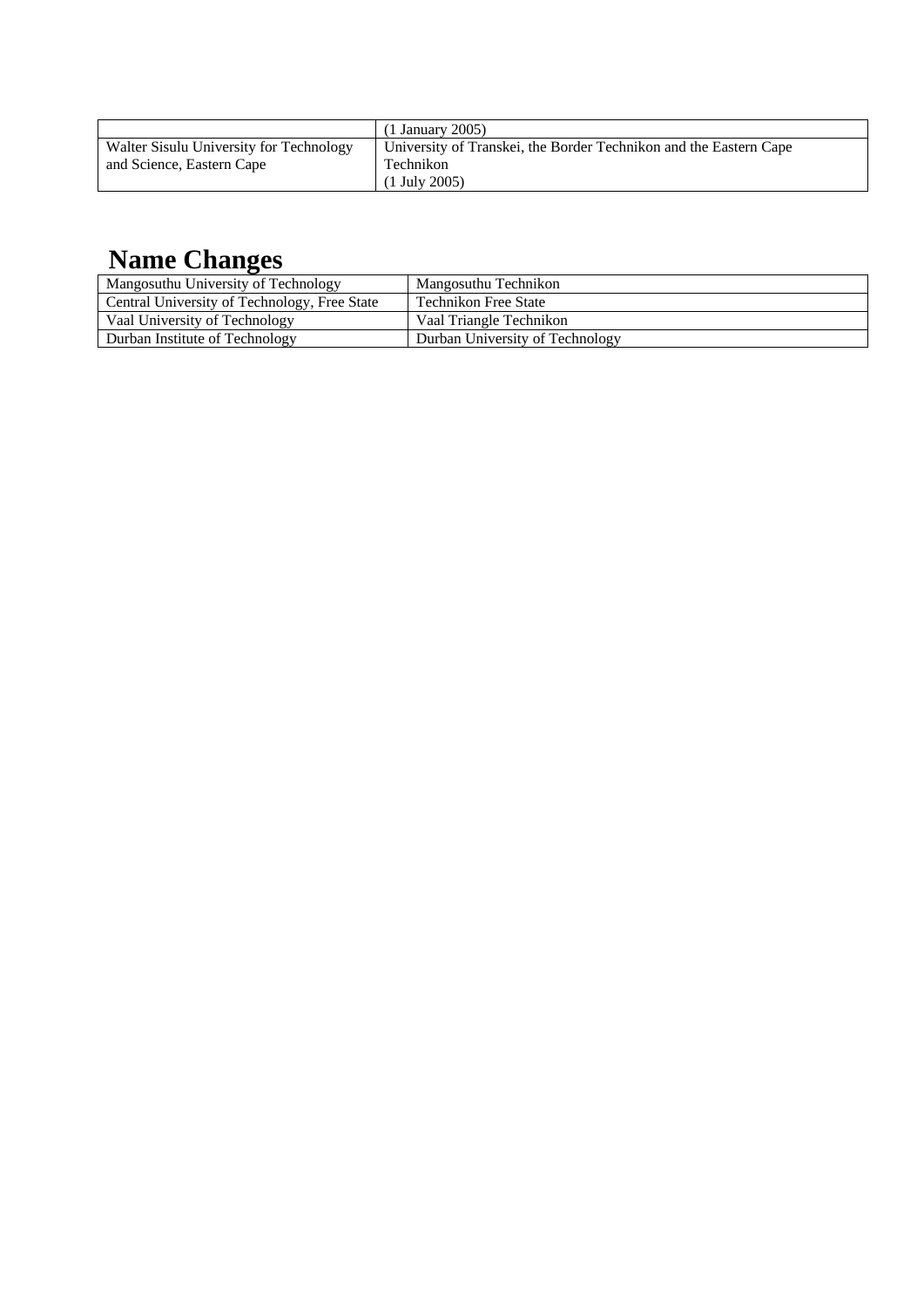| | |
|---|---|
| | (1 January 2005) |
| Walter Sisulu University for Technology and Science, Eastern Cape | University of Transkei, the Border Technikon and the Eastern Cape Technikon (1 July 2005) |

# Name Changes

| | |
|---|---|
| Mangosuthu University of Technology | Mangosuthu Technikon |
| Central University of Technology, Free State | Technikon Free State |
| Vaal University of Technology | Vaal Triangle Technikon |
| Durban Institute of Technology | Durban University of Technology |